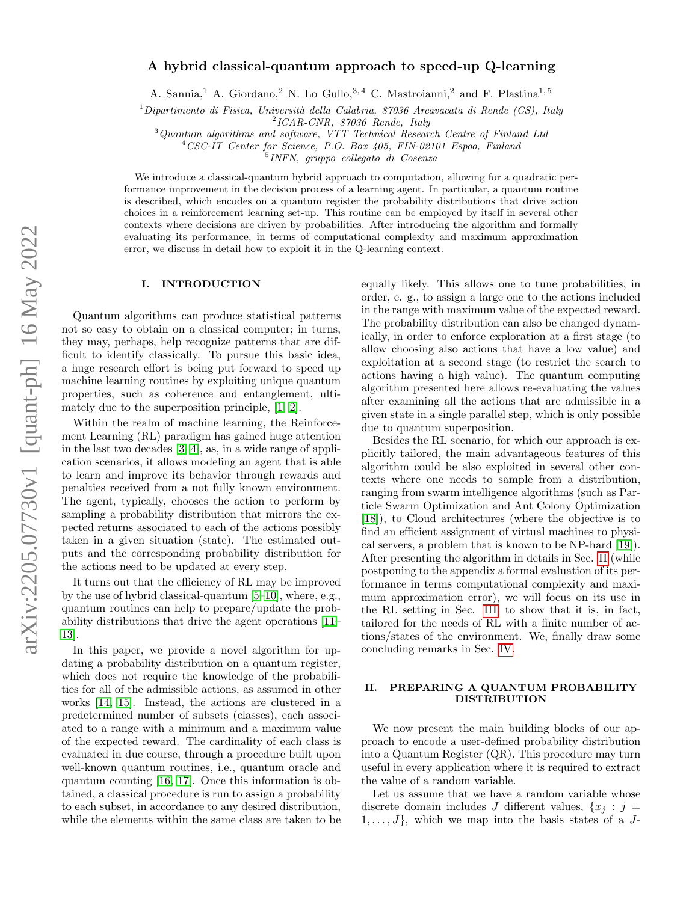# A hybrid classical-quantum approach to speed-up Q-learning

A. Sannia,[1] A. Giordano,[2] N. Lo Gullo,[3,4] C. Mastroianni,[2] and F. Plastina[1,5]

[1] *Dipartimento di Fisica, Università della Calabria, 87036 Arcavacata di Rende (CS), Italy*
[2] *ICAR-CNR, 87036 Rende, Italy*
[3] *Quantum algorithms and software, VTT Technical Research Centre of Finland Ltd*
[4] *CSC-IT Center for Science, P.O. Box 405, FIN-02101 Espoo, Finland*
[5] *INFN, gruppo collegato di Cosenza*

We introduce a classical-quantum hybrid approach to computation, allowing for a quadratic performance improvement in the decision process of a learning agent. In particular, a quantum routine is described, which encodes on a quantum register the probability distributions that drive action choices in a reinforcement learning set-up. This routine can be employed by itself in several other contexts where decisions are driven by probabilities. After introducing the algorithm and formally evaluating its performance, in terms of computational complexity and maximum approximation error, we discuss in detail how to exploit it in the Q-learning context.

## I. INTRODUCTION

Quantum algorithms can produce statistical patterns not so easy to obtain on a classical computer; in turns, they may, perhaps, help recognize patterns that are difficult to identify classically. To pursue this basic idea, a huge research effort is being put forward to speed up machine learning routines by exploiting unique quantum properties, such as coherence and entanglement, ultimately due to the superposition principle, [1, 2].

Within the realm of machine learning, the Reinforcement Learning (RL) paradigm has gained huge attention in the last two decades [3, 4], as, in a wide range of application scenarios, it allows modeling an agent that is able to learn and improve its behavior through rewards and penalties received from a not fully known environment. The agent, typically, chooses the action to perform by sampling a probability distribution that mirrors the expected returns associated to each of the actions possibly taken in a given situation (state). The estimated outputs and the corresponding probability distribution for the actions need to be updated at every step.

It turns out that the efficiency of RL may be improved by the use of hybrid classical-quantum [5–10], where, e.g., quantum routines can help to prepare/update the probability distributions that drive the agent operations [11–13].

In this paper, we provide a novel algorithm for updating a probability distribution on a quantum register, which does not require the knowledge of the probabilities for all of the admissible actions, as assumed in other works [14, 15]. Instead, the actions are clustered in a predetermined number of subsets (classes), each associated to a range with a minimum and a maximum value of the expected reward. The cardinality of each class is evaluated in due course, through a procedure built upon well-known quantum routines, i.e., quantum oracle and quantum counting [16, 17]. Once this information is obtained, a classical procedure is run to assign a probability to each subset, in accordance to any desired distribution, while the elements within the same class are taken to be equally likely. This allows one to tune probabilities, in order, e. g., to assign a large one to the actions included in the range with maximum value of the expected reward. The probability distribution can also be changed dynamically, in order to enforce exploration at a first stage (to allow choosing also actions that have a low value) and exploitation at a second stage (to restrict the search to actions having a high value). The quantum computing algorithm presented here allows re-evaluating the values after examining all the actions that are admissible in a given state in a single parallel step, which is only possible due to quantum superposition.

Besides the RL scenario, for which our approach is explicitly tailored, the main advantageous features of this algorithm could be also exploited in several other contexts where one needs to sample from a distribution, ranging from swarm intelligence algorithms (such as Particle Swarm Optimization and Ant Colony Optimization [18]), to Cloud architectures (where the objective is to find an efficient assignment of virtual machines to physical servers, a problem that is known to be NP-hard [19]). After presenting the algorithm in details in Sec. II (while postponing to the appendix a formal evaluation of its performance in terms computational complexity and maximum approximation error), we will focus on its use in the RL setting in Sec. III, to show that it is, in fact, tailored for the needs of RL with a finite number of actions/states of the environment. We, finally draw some concluding remarks in Sec. IV.

## II. PREPARING A QUANTUM PROBABILITY DISTRIBUTION

We now present the main building blocks of our approach to encode a user-defined probability distribution into a Quantum Register (QR). This procedure may turn useful in every application where it is required to extract the value of a random variable.

Let us assume that we have a random variable whose discrete domain includes $J$ different values, $\{x_j : j = 1, \dots, J\}$, which we map into the basis states of a $J$-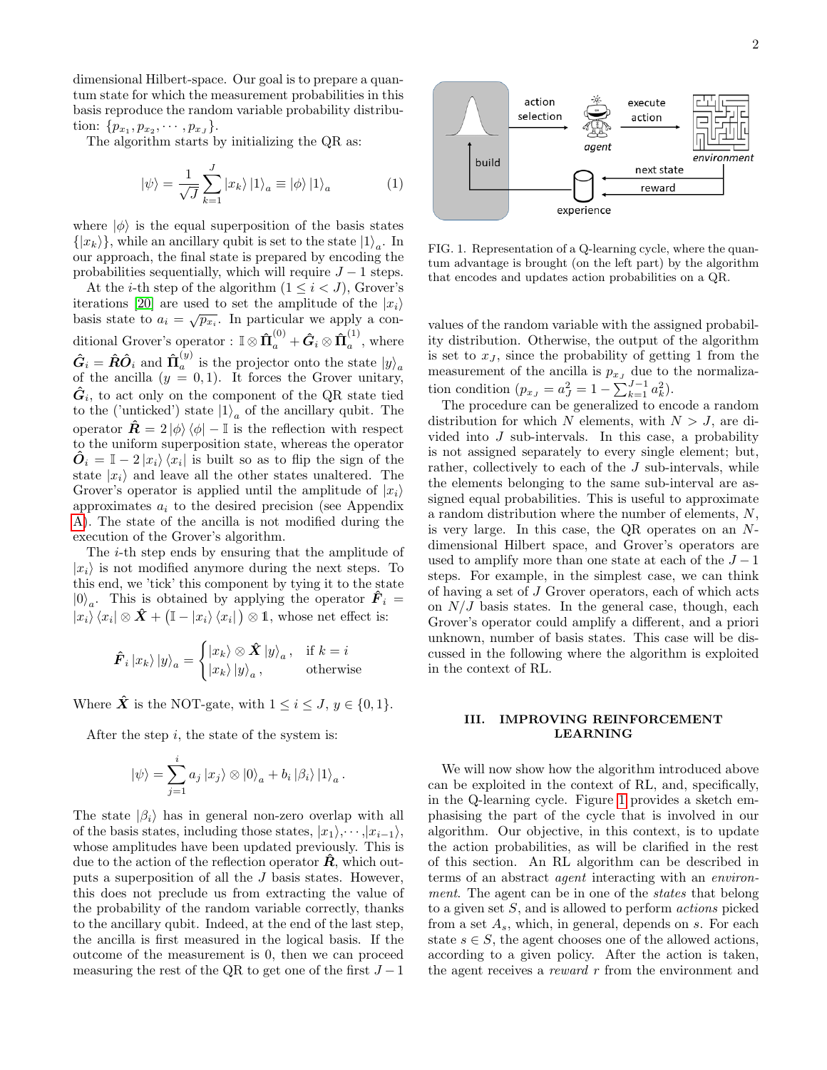dimensional Hilbert-space. Our goal is to prepare a quantum state for which the measurement probabilities in this basis reproduce the random variable probability distribution: $\{p_{x_1}, p_{x_2}, \cdots, p_{x_J}\}$.

The algorithm starts by initializing the QR as:

$$|\psi\rangle = \frac{1}{\sqrt{J}} \sum_{k=1}^{J} |x_k\rangle |1\rangle_a \equiv |\phi\rangle |1\rangle_a \tag{1}$$

where $|\phi\rangle$ is the equal superposition of the basis states $\{|x_k\rangle\}$, while an ancillary qubit is set to the state $|1\rangle_a$. In our approach, the final state is prepared by encoding the probabilities sequentially, which will require $J-1$ steps.

At the $i$-th step of the algorithm ($1 \leq i < J$), Grover's iterations [20] are used to set the amplitude of the $|x_i\rangle$ basis state to $a_i = \sqrt{p_{x_i}}$. In particular we apply a conditional Grover's operator : $\mathbb{I} \otimes \hat{\mathbf{\Pi}}_a^{(0)} + \hat{\boldsymbol{G}}_i \otimes \hat{\mathbf{\Pi}}_a^{(1)}$, where $\hat{\boldsymbol{G}}_i = \hat{\boldsymbol{R}}\hat{\boldsymbol{O}}_i$ and $\hat{\mathbf{\Pi}}_a^{(y)}$ is the projector onto the state $|y\rangle_a$ of the ancilla ($y = 0, 1$). It forces the Grover unitary, $\hat{\boldsymbol{G}}_i$, to act only on the component of the QR state tied to the ('unticked') state $|1\rangle_a$ of the ancillary qubit. The operator $\hat{\boldsymbol{R}} = 2|\phi\rangle\langle\phi| - \mathbb{I}$ is the reflection with respect to the uniform superposition state, whereas the operator $\hat{\boldsymbol{O}}_i = \mathbb{I} - 2|x_i\rangle\langle x_i|$ is built so as to flip the sign of the state $|x_i\rangle$ and leave all the other states unaltered. The Grover's operator is applied until the amplitude of $|x_i\rangle$ approximates $a_i$ to the desired precision (see Appendix A). The state of the ancilla is not modified during the execution of the Grover's algorithm.

The $i$-th step ends by ensuring that the amplitude of $|x_i\rangle$ is not modified anymore during the next steps. To this end, we 'tick' this component by tying it to the state $|0\rangle_a$. This is obtained by applying the operator $\hat{\boldsymbol{F}}_i = |x_i\rangle\langle x_i| \otimes \hat{\boldsymbol{X}} + \big(\mathbb{I} - |x_i\rangle\langle x_i|\big) \otimes \mathbb{1}$, whose net effect is:

$$\hat{\boldsymbol{F}}_i |x_k\rangle |y\rangle_a = \begin{cases} |x_k\rangle \otimes \hat{\boldsymbol{X}} |y\rangle_a, & \text{if } k = i \\ |x_k\rangle |y\rangle_a, & \text{otherwise} \end{cases}$$

Where $\hat{\boldsymbol{X}}$ is the NOT-gate, with $1 \leq i \leq J$, $y \in \{0, 1\}$.

After the step $i$, the state of the system is:

$$|\psi\rangle = \sum_{j=1}^{i} a_j |x_j\rangle \otimes |0\rangle_a + b_i |\beta_i\rangle |1\rangle_a .$$

The state $|\beta_i\rangle$ has in general non-zero overlap with all of the basis states, including those states, $|x_1\rangle, \cdots, |x_{i-1}\rangle$, whose amplitudes have been updated previously. This is due to the action of the reflection operator $\hat{\boldsymbol{R}}$, which outputs a superposition of all the $J$ basis states. However, this does not preclude us from extracting the value of the probability of the random variable correctly, thanks to the ancillary qubit. Indeed, at the end of the last step, the ancilla is first measured in the logical basis. If the outcome of the measurement is 0, then we can proceed measuring the rest of the QR to get one of the first $J-1$ values of the random variable with the assigned probability distribution. Otherwise, the output of the algorithm is set to $x_J$, since the probability of getting 1 from the measurement of the ancilla is $p_{x_J}$ due to the normalization condition ($p_{x_J} = a_J^2 = 1 - \sum_{k=1}^{J-1} a_k^2$).

The procedure can be generalized to encode a random distribution for which $N$ elements, with $N > J$, are divided into $J$ sub-intervals. In this case, a probability is not assigned separately to every single element; but, rather, collectively to each of the $J$ sub-intervals, while the elements belonging to the same sub-interval are assigned equal probabilities. This is useful to approximate a random distribution where the number of elements, $N$, is very large. In this case, the QR operates on an $N$-dimensional Hilbert space, and Grover's operators are used to amplify more than one state at each of the $J-1$ steps. For example, in the simplest case, we can think of having a set of $J$ Grover operators, each of which acts on $N/J$ basis states. In the general case, though, each Grover's operator could amplify a different, and a priori unknown, number of basis states. This case will be discussed in the following where the algorithm is exploited in the context of RL.

FIG. 1. Representation of a Q-learning cycle, where the quantum advantage is brought (on the left part) by the algorithm that encodes and updates action probabilities on a QR.

## III. IMPROVING REINFORCEMENT LEARNING

We will now show how the algorithm introduced above can be exploited in the context of RL, and, specifically, in the Q-learning cycle. Figure 1 provides a sketch emphasising the part of the cycle that is involved in our algorithm. Our objective, in this context, is to update the action probabilities, as will be clarified in the rest of this section. An RL algorithm can be described in terms of an abstract *agent* interacting with an *environment*. The agent can be in one of the *states* that belong to a given set $S$, and is allowed to perform *actions* picked from a set $A_s$, which, in general, depends on $s$. For each state $s \in S$, the agent chooses one of the allowed actions, according to a given policy. After the action is taken, the agent receives a *reward* $r$ from the environment and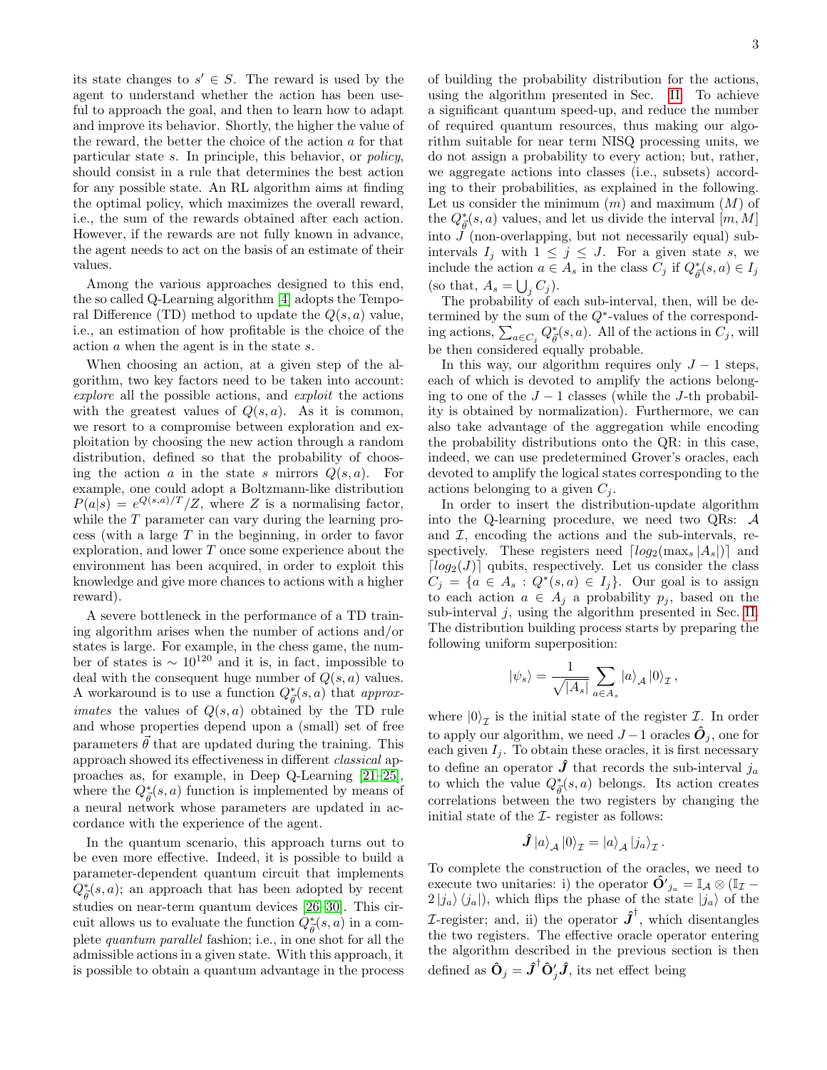its state changes to $s' \in S$. The reward is used by the agent to understand whether the action has been useful to approach the goal, and then to learn how to adapt and improve its behavior. Shortly, the higher the value of the reward, the better the choice of the action $a$ for that particular state $s$. In principle, this behavior, or *policy*, should consist in a rule that determines the best action for any possible state. An RL algorithm aims at finding the optimal policy, which maximizes the overall reward, i.e., the sum of the rewards obtained after each action. However, if the rewards are not fully known in advance, the agent needs to act on the basis of an estimate of their values.

Among the various approaches designed to this end, the so called Q-Learning algorithm [4] adopts the Temporal Difference (TD) method to update the $Q(s, a)$ value, i.e., an estimation of how profitable is the choice of the action $a$ when the agent is in the state $s$.

When choosing an action, at a given step of the algorithm, two key factors need to be taken into account: *explore* all the possible actions, and *exploit* the actions with the greatest values of $Q(s, a)$. As it is common, we resort to a compromise between exploration and exploitation by choosing the new action through a random distribution, defined so that the probability of choosing the action $a$ in the state $s$ mirrors $Q(s, a)$. For example, one could adopt a Boltzmann-like distribution $P(a|s) = e^{Q(s,a)/T}/Z$, where $Z$ is a normalising factor, while the $T$ parameter can vary during the learning process (with a large $T$ in the beginning, in order to favor exploration, and lower $T$ once some experience about the environment has been acquired, in order to exploit this knowledge and give more chances to actions with a higher reward).

A severe bottleneck in the performance of a TD training algorithm arises when the number of actions and/or states is large. For example, in the chess game, the number of states is $\sim 10^{120}$ and it is, in fact, impossible to deal with the consequent huge number of $Q(s, a)$ values. A workaround is to use a function $Q^*_{\vec{\theta}}(s, a)$ that *approximates* the values of $Q(s, a)$ obtained by the TD rule and whose properties depend upon a (small) set of free parameters $\vec{\theta}$ that are updated during the training. This approach showed its effectiveness in different *classical* approaches as, for example, in Deep Q-Learning [21–25], where the $Q^*_{\vec{\theta}}(s, a)$ function is implemented by means of a neural network whose parameters are updated in accordance with the experience of the agent.

In the quantum scenario, this approach turns out to be even more effective. Indeed, it is possible to build a parameter-dependent quantum circuit that implements $Q^*_{\vec{\theta}}(s, a)$; an approach that has been adopted by recent studies on near-term quantum devices [26–30]. This circuit allows us to evaluate the function $Q^*_{\vec{\theta}}(s, a)$ in a complete *quantum parallel* fashion; i.e., in one shot for all the admissible actions in a given state. With this approach, it is possible to obtain a quantum advantage in the process of building the probability distribution for the actions, using the algorithm presented in Sec. II. To achieve a significant quantum speed-up, and reduce the number of required quantum resources, thus making our algorithm suitable for near term NISQ processing units, we do not assign a probability to every action; but, rather, we aggregate actions into classes (i.e., subsets) according to their probabilities, as explained in the following. Let us consider the minimum ($m$) and maximum ($M$) of the $Q^*_{\vec{\theta}}(s, a)$ values, and let us divide the interval $[m, M]$ into $J$ (non-overlapping, but not necessarily equal) sub-intervals $I_j$ with $1 \leq j \leq J$. For a given state $s$, we include the action $a \in A_s$ in the class $C_j$ if $Q^*_{\vec{\theta}}(s, a) \in I_j$ (so that, $A_s = \bigcup_j C_j$).

The probability of each sub-interval, then, will be determined by the sum of the $Q^*$-values of the corresponding actions, $\sum_{a \in C_j} Q^*_{\vec{\theta}}(s, a)$. All of the actions in $C_j$, will be then considered equally probable.

In this way, our algorithm requires only $J - 1$ steps, each of which is devoted to amplify the actions belonging to one of the $J - 1$ classes (while the $J$-th probability is obtained by normalization). Furthermore, we can also take advantage of the aggregation while encoding the probability distributions onto the QR: in this case, indeed, we can use predetermined Grover's oracles, each devoted to amplify the logical states corresponding to the actions belonging to a given $C_j$.

In order to insert the distribution-update algorithm into the Q-learning procedure, we need two QRs: $\mathcal{A}$ and $\mathcal{I}$, encoding the actions and the sub-intervals, respectively. These registers need $\lceil log_2(\max_s |A_s|) \rceil$ and $\lceil log_2(J) \rceil$ qubits, respectively. Let us consider the class $C_j = \{a \in A_s : Q^*(s, a) \in I_j\}$. Our goal is to assign to each action $a \in A_j$ a probability $p_j$, based on the sub-interval $j$, using the algorithm presented in Sec. II. The distribution building process starts by preparing the following uniform superposition:

$$|\psi_s\rangle = \frac{1}{\sqrt{|A_s|}} \sum_{a \in A_s} |a\rangle_{\mathcal{A}} |0\rangle_{\mathcal{I}},$$

where $|0\rangle_{\mathcal{I}}$ is the initial state of the register $\mathcal{I}$. In order to apply our algorithm, we need $J - 1$ oracles $\hat{\boldsymbol{O}}_j$, one for each given $I_j$. To obtain these oracles, it is first necessary to define an operator $\hat{\boldsymbol{J}}$ that records the sub-interval $j_a$ to which the value $Q^*_{\vec{\theta}}(s, a)$ belongs. Its action creates correlations between the two registers by changing the initial state of the $\mathcal{I}$- register as follows:

$$\hat{\boldsymbol{J}} |a\rangle_{\mathcal{A}} |0\rangle_{\mathcal{I}} = |a\rangle_{\mathcal{A}} |j_a\rangle_{\mathcal{I}}.$$

To complete the construction of the oracles, we need to execute two unitaries: i) the operator $\hat{\mathbf{O}}'_{j_a} = \mathbb{I}_{\mathcal{A}} \otimes (\mathbb{I}_{\mathcal{I}} - 2 |j_a\rangle \langle j_a|)$, which flips the phase of the state $|j_a\rangle$ of the $\mathcal{I}$-register; and, ii) the operator $\hat{\boldsymbol{J}}^\dagger$, which disentangles the two registers. The effective oracle operator entering the algorithm described in the previous section is then defined as $\hat{\mathbf{O}}_j = \hat{\boldsymbol{J}}^\dagger \hat{\mathbf{O}}'_j \hat{\boldsymbol{J}}$, its net effect being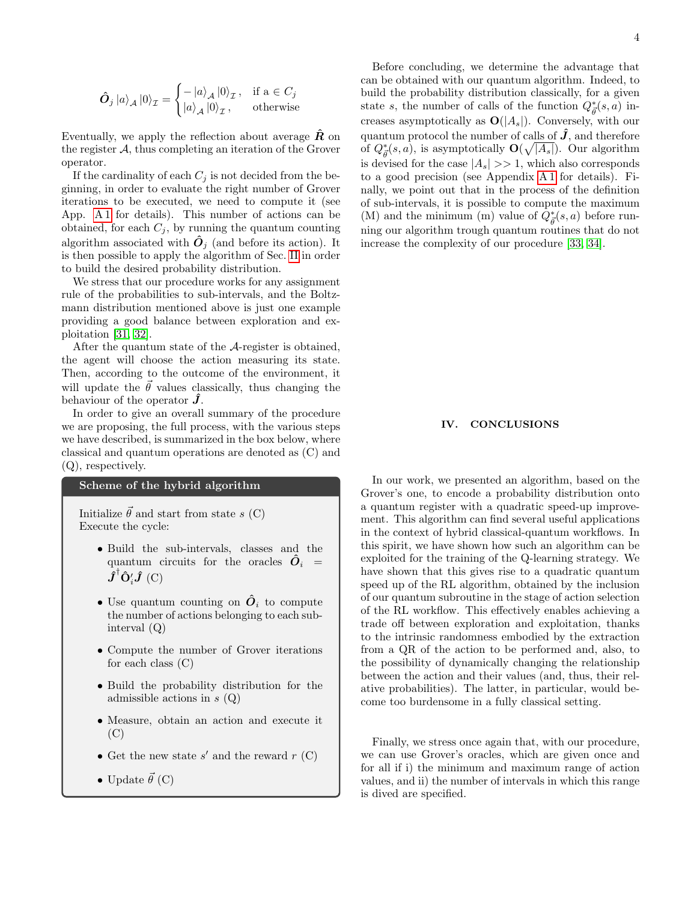$$\hat{\boldsymbol{O}}_j \left|a\right\rangle_{\mathcal{A}} \left|0\right\rangle_{\mathcal{I}} = \begin{cases} -\left|a\right\rangle_{\mathcal{A}} \left|0\right\rangle_{\mathcal{I}}, & \text{if a} \in C_j \\ \left|a\right\rangle_{\mathcal{A}} \left|0\right\rangle_{\mathcal{I}}, & \text{otherwise} \end{cases}$$

Eventually, we apply the reflection about average $\hat{\boldsymbol{R}}$ on the register $\mathcal{A}$, thus completing an iteration of the Grover operator.

If the cardinality of each $C_j$ is not decided from the beginning, in order to evaluate the right number of Grover iterations to be executed, we need to compute it (see App. A 1 for details). This number of actions can be obtained, for each $C_j$, by running the quantum counting algorithm associated with $\hat{\boldsymbol{O}}_j$ (and before its action). It is then possible to apply the algorithm of Sec. II in order to build the desired probability distribution.

We stress that our procedure works for any assignment rule of the probabilities to sub-intervals, and the Boltzmann distribution mentioned above is just one example providing a good balance between exploration and exploitation [31, 32].

After the quantum state of the $\mathcal{A}$-register is obtained, the agent will choose the action measuring its state. Then, according to the outcome of the environment, it will update the $\vec{\theta}$ values classically, thus changing the behaviour of the operator $\hat{\boldsymbol{J}}$.

In order to give an overall summary of the procedure we are proposing, the full process, with the various steps we have described, is summarized in the box below, where classical and quantum operations are denoted as (C) and (Q), respectively.

**Scheme of the hybrid algorithm**

Initialize $\vec{\theta}$ and start from state $s$ (C)
Execute the cycle:

- Build the sub-intervals, classes and the quantum circuits for the oracles $\hat{\boldsymbol{O}}_i = \hat{\boldsymbol{J}}^\dagger \hat{\mathbf{O}}'_i \hat{\boldsymbol{J}}$ (C)
- Use quantum counting on $\hat{\boldsymbol{O}}_i$ to compute the number of actions belonging to each sub-interval (Q)
- Compute the number of Grover iterations for each class (C)
- Build the probability distribution for the admissible actions in $s$ (Q)
- Measure, obtain an action and execute it (C)
- Get the new state $s'$ and the reward $r$ (C)
- Update $\vec{\theta}$ (C)

Before concluding, we determine the advantage that can be obtained with our quantum algorithm. Indeed, to build the probability distribution classically, for a given state $s$, the number of calls of the function $Q^*_{\vec{\theta}}(s,a)$ increases asymptotically as $\mathbf{O}(|A_s|)$. Conversely, with our quantum protocol the number of calls of $\hat{\boldsymbol{J}}$, and therefore of $Q^*_{\vec{\theta}}(s,a)$, is asymptotically $\mathbf{O}(\sqrt{|A_s|})$. Our algorithm is devised for the case $|A_s| >> 1$, which also corresponds to a good precision (see Appendix A 1 for details). Finally, we point out that in the process of the definition of sub-intervals, it is possible to compute the maximum (M) and the minimum (m) value of $Q^*_{\vec{\theta}}(s,a)$ before running our algorithm trough quantum routines that do not increase the complexity of our procedure [33, 34].

## IV. CONCLUSIONS

In our work, we presented an algorithm, based on the Grover's one, to encode a probability distribution onto a quantum register with a quadratic speed-up improvement. This algorithm can find several useful applications in the context of hybrid classical-quantum workflows. In this spirit, we have shown how such an algorithm can be exploited for the training of the Q-learning strategy. We have shown that this gives rise to a quadratic quantum speed up of the RL algorithm, obtained by the inclusion of our quantum subroutine in the stage of action selection of the RL workflow. This effectively enables achieving a trade off between exploration and exploitation, thanks to the intrinsic randomness embodied by the extraction from a QR of the action to be performed and, also, to the possibility of dynamically changing the relationship between the action and their values (and, thus, their relative probabilities). The latter, in particular, would become too burdensome in a fully classical setting.

Finally, we stress once again that, with our procedure, we can use Grover's oracles, which are given once and for all if i) the minimum and maximum range of action values, and ii) the number of intervals in which this range is dived are specified.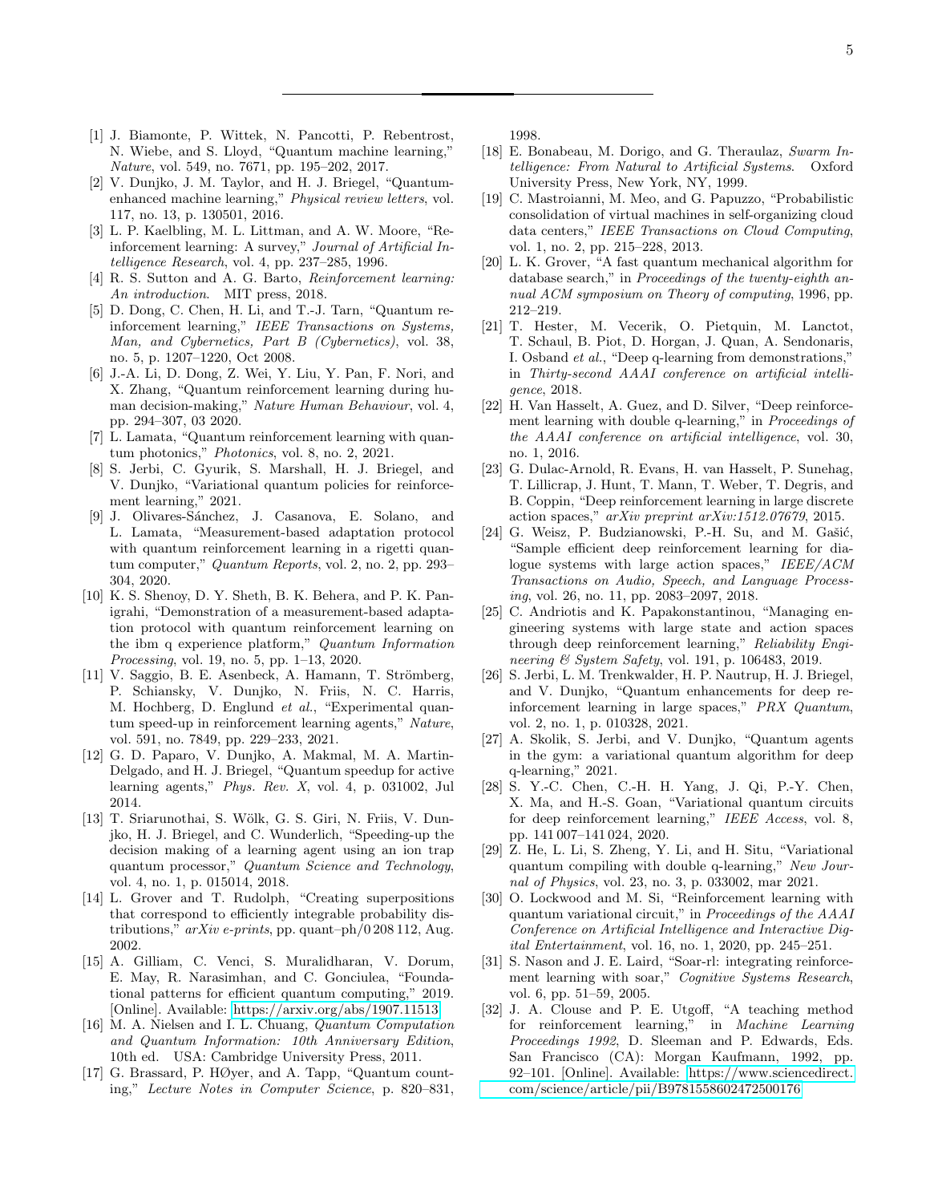---

[1] J. Biamonte, P. Wittek, N. Pancotti, P. Rebentrost, N. Wiebe, and S. Lloyd, "Quantum machine learning," *Nature*, vol. 549, no. 7671, pp. 195–202, 2017.

[2] V. Dunjko, J. M. Taylor, and H. J. Briegel, "Quantum-enhanced machine learning," *Physical review letters*, vol. 117, no. 13, p. 130501, 2016.

[3] L. P. Kaelbling, M. L. Littman, and A. W. Moore, "Reinforcement learning: A survey," *Journal of Artificial Intelligence Research*, vol. 4, pp. 237–285, 1996.

[4] R. S. Sutton and A. G. Barto, *Reinforcement learning: An introduction*. MIT press, 2018.

[5] D. Dong, C. Chen, H. Li, and T.-J. Tarn, "Quantum reinforcement learning," *IEEE Transactions on Systems, Man, and Cybernetics, Part B (Cybernetics)*, vol. 38, no. 5, p. 1207–1220, Oct 2008.

[6] J.-A. Li, D. Dong, Z. Wei, Y. Liu, Y. Pan, F. Nori, and X. Zhang, "Quantum reinforcement learning during human decision-making," *Nature Human Behaviour*, vol. 4, pp. 294–307, 03 2020.

[7] L. Lamata, "Quantum reinforcement learning with quantum photonics," *Photonics*, vol. 8, no. 2, 2021.

[8] S. Jerbi, C. Gyurik, S. Marshall, H. J. Briegel, and V. Dunjko, "Variational quantum policies for reinforcement learning," 2021.

[9] J. Olivares-Sánchez, J. Casanova, E. Solano, and L. Lamata, "Measurement-based adaptation protocol with quantum reinforcement learning in a rigetti quantum computer," *Quantum Reports*, vol. 2, no. 2, pp. 293–304, 2020.

[10] K. S. Shenoy, D. Y. Sheth, B. K. Behera, and P. K. Panigrahi, "Demonstration of a measurement-based adaptation protocol with quantum reinforcement learning on the ibm q experience platform," *Quantum Information Processing*, vol. 19, no. 5, pp. 1–13, 2020.

[11] V. Saggio, B. E. Asenbeck, A. Hamann, T. Strömberg, P. Schiansky, V. Dunjko, N. Friis, N. C. Harris, M. Hochberg, D. Englund *et al.*, "Experimental quantum speed-up in reinforcement learning agents," *Nature*, vol. 591, no. 7849, pp. 229–233, 2021.

[12] G. D. Paparo, V. Dunjko, A. Makmal, M. A. Martin-Delgado, and H. J. Briegel, "Quantum speedup for active learning agents," *Phys. Rev. X*, vol. 4, p. 031002, Jul 2014.

[13] T. Sriarunothai, S. Wölk, G. S. Giri, N. Friis, V. Dunjko, H. J. Briegel, and C. Wunderlich, "Speeding-up the decision making of a learning agent using an ion trap quantum processor," *Quantum Science and Technology*, vol. 4, no. 1, p. 015014, 2018.

[14] L. Grover and T. Rudolph, "Creating superpositions that correspond to efficiently integrable probability distributions," *arXiv e-prints*, pp. quant–ph/0 208 112, Aug. 2002.

[15] A. Gilliam, C. Venci, S. Muralidharan, V. Dorum, E. May, R. Narasimhan, and C. Gonciulea, "Foundational patterns for efficient quantum computing," 2019. [Online]. Available: https://arxiv.org/abs/1907.11513

[16] M. A. Nielsen and I. L. Chuang, *Quantum Computation and Quantum Information: 10th Anniversary Edition*, 10th ed. USA: Cambridge University Press, 2011.

[17] G. Brassard, P. HØyer, and A. Tapp, "Quantum counting," *Lecture Notes in Computer Science*, p. 820–831, 1998.

[18] E. Bonabeau, M. Dorigo, and G. Theraulaz, *Swarm Intelligence: From Natural to Artificial Systems*. Oxford University Press, New York, NY, 1999.

[19] C. Mastroianni, M. Meo, and G. Papuzzo, "Probabilistic consolidation of virtual machines in self-organizing cloud data centers," *IEEE Transactions on Cloud Computing*, vol. 1, no. 2, pp. 215–228, 2013.

[20] L. K. Grover, "A fast quantum mechanical algorithm for database search," in *Proceedings of the twenty-eighth annual ACM symposium on Theory of computing*, 1996, pp. 212–219.

[21] T. Hester, M. Vecerik, O. Pietquin, M. Lanctot, T. Schaul, B. Piot, D. Horgan, J. Quan, A. Sendonaris, I. Osband *et al.*, "Deep q-learning from demonstrations," in *Thirty-second AAAI conference on artificial intelligence*, 2018.

[22] H. Van Hasselt, A. Guez, and D. Silver, "Deep reinforcement learning with double q-learning," in *Proceedings of the AAAI conference on artificial intelligence*, vol. 30, no. 1, 2016.

[23] G. Dulac-Arnold, R. Evans, H. van Hasselt, P. Sunehag, T. Lillicrap, J. Hunt, T. Mann, T. Weber, T. Degris, and B. Coppin, "Deep reinforcement learning in large discrete action spaces," *arXiv preprint arXiv:1512.07679*, 2015.

[24] G. Weisz, P. Budzianowski, P.-H. Su, and M. Gašić, "Sample efficient deep reinforcement learning for dialogue systems with large action spaces," *IEEE/ACM Transactions on Audio, Speech, and Language Processing*, vol. 26, no. 11, pp. 2083–2097, 2018.

[25] C. Andriotis and K. Papakonstantinou, "Managing engineering systems with large state and action spaces through deep reinforcement learning," *Reliability Engineering & System Safety*, vol. 191, p. 106483, 2019.

[26] S. Jerbi, L. M. Trenkwalder, H. P. Nautrup, H. J. Briegel, and V. Dunjko, "Quantum enhancements for deep reinforcement learning in large spaces," *PRX Quantum*, vol. 2, no. 1, p. 010328, 2021.

[27] A. Skolik, S. Jerbi, and V. Dunjko, "Quantum agents in the gym: a variational quantum algorithm for deep q-learning," 2021.

[28] S. Y.-C. Chen, C.-H. H. Yang, J. Qi, P.-Y. Chen, X. Ma, and H.-S. Goan, "Variational quantum circuits for deep reinforcement learning," *IEEE Access*, vol. 8, pp. 141 007–141 024, 2020.

[29] Z. He, L. Li, S. Zheng, Y. Li, and H. Situ, "Variational quantum compiling with double q-learning," *New Journal of Physics*, vol. 23, no. 3, p. 033002, mar 2021.

[30] O. Lockwood and M. Si, "Reinforcement learning with quantum variational circuit," in *Proceedings of the AAAI Conference on Artificial Intelligence and Interactive Digital Entertainment*, vol. 16, no. 1, 2020, pp. 245–251.

[31] S. Nason and J. E. Laird, "Soar-rl: integrating reinforcement learning with soar," *Cognitive Systems Research*, vol. 6, pp. 51–59, 2005.

[32] J. A. Clouse and P. E. Utgoff, "A teaching method for reinforcement learning," in *Machine Learning Proceedings 1992*, D. Sleeman and P. Edwards, Eds. San Francisco (CA): Morgan Kaufmann, 1992, pp. 92–101. [Online]. Available: https://www.sciencedirect.com/science/article/pii/B9781558602472500176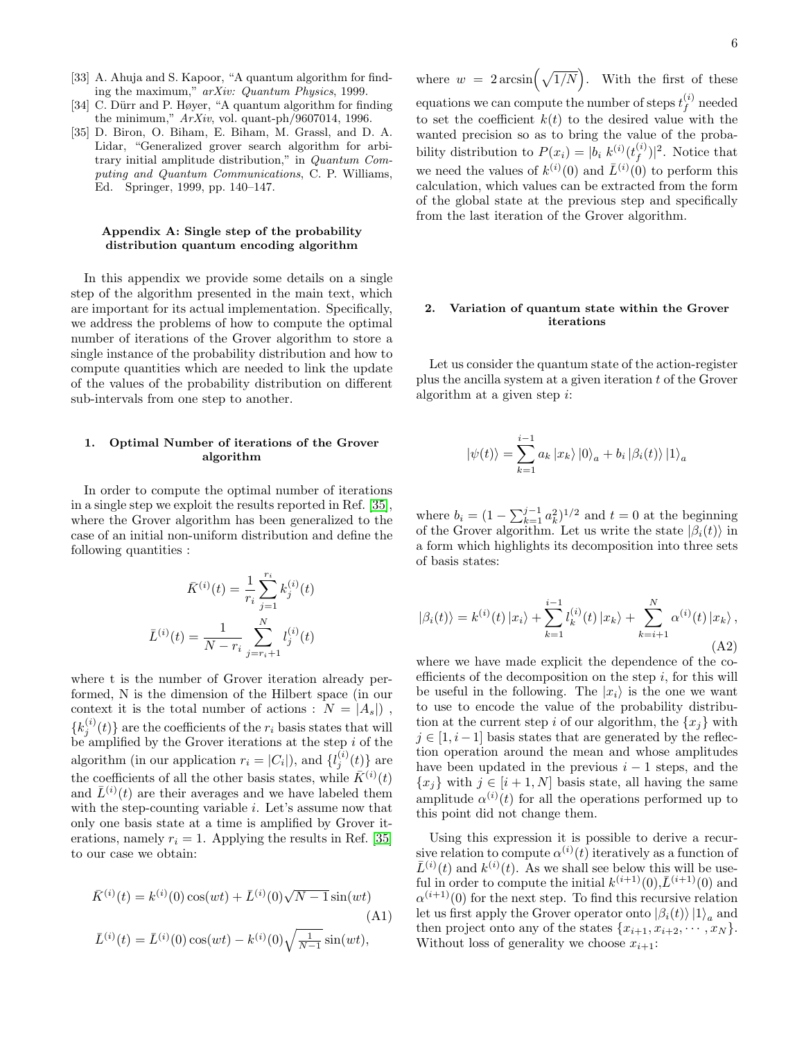[33] A. Ahuja and S. Kapoor, "A quantum algorithm for finding the maximum," *arXiv: Quantum Physics*, 1999.

[34] C. Dürr and P. Høyer, "A quantum algorithm for finding the minimum," *ArXiv*, vol. quant-ph/9607014, 1996.

[35] D. Biron, O. Biham, E. Biham, M. Grassl, and D. A. Lidar, "Generalized grover search algorithm for arbitrary initial amplitude distribution," in *Quantum Computing and Quantum Communications*, C. P. Williams, Ed. Springer, 1999, pp. 140–147.

## Appendix A: Single step of the probability distribution quantum encoding algorithm

In this appendix we provide some details on a single step of the algorithm presented in the main text, which are important for its actual implementation. Specifically, we address the problems of how to compute the optimal number of iterations of the Grover algorithm to store a single instance of the probability distribution and how to compute quantities which are needed to link the update of the values of the probability distribution on different sub-intervals from one step to another.

### 1. Optimal Number of iterations of the Grover algorithm

In order to compute the optimal number of iterations in a single step we exploit the results reported in Ref. [35], where the Grover algorithm has been generalized to the case of an initial non-uniform distribution and define the following quantities :

$$\bar{K}^{(i)}(t) = \frac{1}{r_i}\sum_{j=1}^{r_i} k_j^{(i)}(t)$$

$$\bar{L}^{(i)}(t) = \frac{1}{N - r_i}\sum_{j=r_i+1}^{N} l_j^{(i)}(t)$$

where t is the number of Grover iteration already performed, N is the dimension of the Hilbert space (in our context it is the total number of actions : $N = |A_s|$) , $\{k_j^{(i)}(t)\}$ are the coefficients of the $r_i$ basis states that will be amplified by the Grover iterations at the step $i$ of the algorithm (in our application $r_i = |C_i|$), and $\{l_j^{(i)}(t)\}$ are the coefficients of all the other basis states, while $\bar{K}^{(i)}(t)$ and $\bar{L}^{(i)}(t)$ are their averages and we have labeled them with the step-counting variable $i$. Let's assume now that only one basis state at a time is amplified by Grover iterations, namely $r_i = 1$. Applying the results in Ref. [35] to our case we obtain:

$$\bar{K}^{(i)}(t) = k^{(i)}(0)\cos(wt) + \bar{L}^{(i)}(0)\sqrt{N-1}\sin(wt) \tag{A1}$$

$$\bar{L}^{(i)}(t) = \bar{L}^{(i)}(0)\cos(wt) - k^{(i)}(0)\sqrt{\tfrac{1}{N-1}}\sin(wt),$$

where $w = 2\arcsin\left(\sqrt{1/N}\right)$. With the first of these equations we can compute the number of steps $t_f^{(i)}$ needed to set the coefficient $k(t)$ to the desired value with the wanted precision so as to bring the value of the probability distribution to $P(x_i) = |b_i\ k^{(i)}(t_f^{(i)})|^2$. Notice that we need the values of $k^{(i)}(0)$ and $\bar{L}^{(i)}(0)$ to perform this calculation, which values can be extracted from the form of the global state at the previous step and specifically from the last iteration of the Grover algorithm.

### 2. Variation of quantum state within the Grover iterations

Let us consider the quantum state of the action-register plus the ancilla system at a given iteration $t$ of the Grover algorithm at a given step $i$:

$$|\psi(t)\rangle = \sum_{k=1}^{i-1} a_k |x_k\rangle |0\rangle_a + b_i |\beta_i(t)\rangle |1\rangle_a$$

where $b_i = (1 - \sum_{k=1}^{j-1} a_k^2)^{1/2}$ and $t = 0$ at the beginning of the Grover algorithm. Let us write the state $|\beta_i(t)\rangle$ in a form which highlights its decomposition into three sets of basis states:

$$|\beta_i(t)\rangle = k^{(i)}(t)|x_i\rangle + \sum_{k=1}^{i-1} l_k^{(i)}(t)|x_k\rangle + \sum_{k=i+1}^{N} \alpha^{(i)}(t)|x_k\rangle, \tag{A2}$$

where we have made explicit the dependence of the coefficients of the decomposition on the step $i$, for this will be useful in the following. The $|x_i\rangle$ is the one we want to use to encode the value of the probability distribution at the current step $i$ of our algorithm, the $\{x_j\}$ with $j \in [1, i-1]$ basis states that are generated by the reflection operation around the mean and whose amplitudes have been updated in the previous $i-1$ steps, and the $\{x_j\}$ with $j \in [i+1, N]$ basis state, all having the same amplitude $\alpha^{(i)}(t)$ for all the operations performed up to this point did not change them.

Using this expression it is possible to derive a recursive relation to compute $\alpha^{(i)}(t)$ iteratively as a function of $\bar{L}^{(i)}(t)$ and $k^{(i)}(t)$. As we shall see below this will be useful in order to compute the initial $k^{(i+1)}(0)$,$\bar{L}^{(i+1)}(0)$ and $\alpha^{(i+1)}(0)$ for the next step. To find this recursive relation let us first apply the Grover operator onto $|\beta_i(t)\rangle |1\rangle_a$ and then project onto any of the states $\{x_{i+1}, x_{i+2}, \cdots, x_N\}$. Without loss of generality we choose $x_{i+1}$: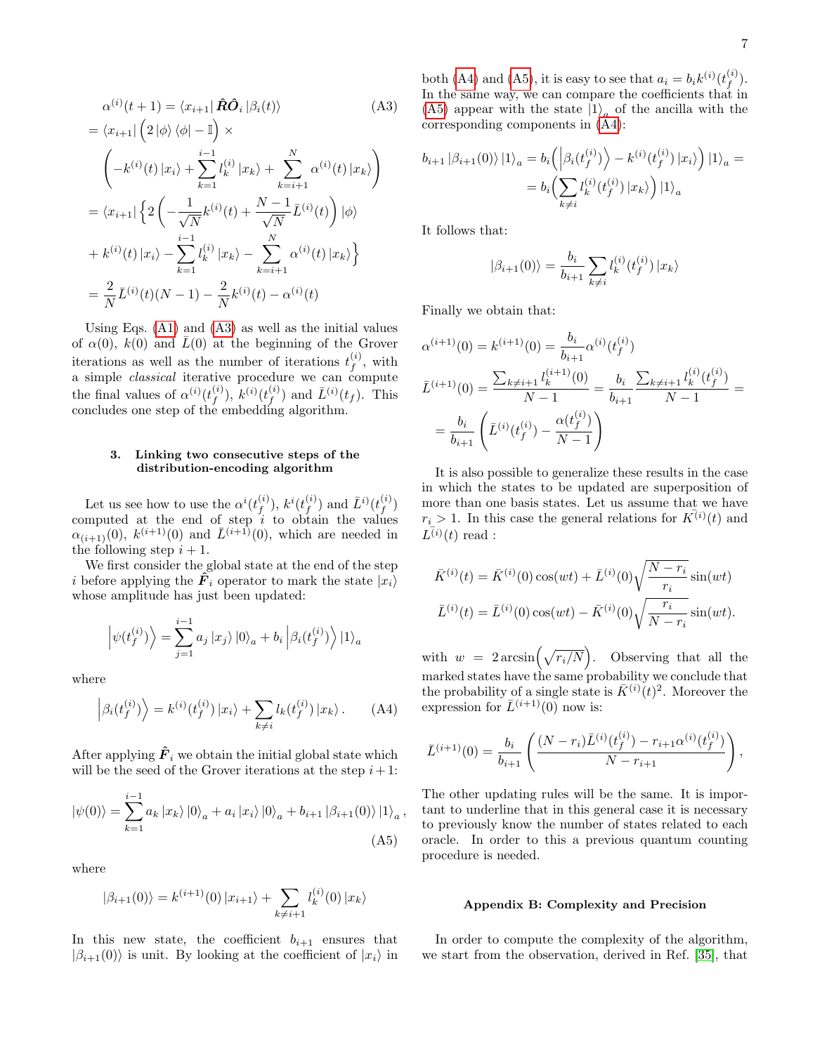$$
\begin{aligned}
&\alpha^{(i)}(t+1) = \langle x_{i+1}| \hat{\boldsymbol{R}}\hat{\boldsymbol{O}}_i |\beta_i(t)\rangle \qquad \text{(A3)}\\
&= \langle x_{i+1}| \Big(2\,|\phi\rangle\langle\phi| - \mathbb{I}\Big) \times \\
&\left(-k^{(i)}(t)\,|x_i\rangle + \sum_{k=1}^{i-1} l_k^{(i)}\,|x_k\rangle + \sum_{k=i+1}^{N} \alpha^{(i)}(t)\,|x_k\rangle\right) \\
&= \langle x_{i+1}| \Big\{ 2\left(-\frac{1}{\sqrt{N}}k^{(i)}(t) + \frac{N-1}{\sqrt{N}}\bar{L}^{(i)}(t)\right)|\phi\rangle \\
&+ k^{(i)}(t)\,|x_i\rangle - \sum_{k=1}^{i-1} l_k^{(i)}\,|x_k\rangle - \sum_{k=i+1}^{N} \alpha^{(i)}(t)\,|x_k\rangle \Big\} \\
&= \frac{2}{N}\bar{L}^{(i)}(t)(N-1) - \frac{2}{N}k^{(i)}(t) - \alpha^{(i)}(t)
\end{aligned}
$$

Using Eqs. (A1) and (A3) as well as the initial values of $\alpha(0)$, $k(0)$ and $\bar{L}(0)$ at the beginning of the Grover iterations as well as the number of iterations $t_f^{(i)}$, with a simple *classical* iterative procedure we can compute the final values of $\alpha^{(i)}(t_f^{(i)})$, $k^{(i)}(t_f^{(i)})$ and $\bar{L}^{(i)}(t_f)$. This concludes one step of the embedding algorithm.

### 3. Linking two consecutive steps of the distribution-encoding algorithm

Let us see how to use the $\alpha^i(t_f^{(i)})$, $k^i(t_f^{(i)})$ and $\bar{L}^i(t_f^{(i)})$ computed at the end of step $i$ to obtain the values $\alpha_{(i+1)}(0)$, $k^{(i+1)}(0)$ and $\bar{L}^{(i+1)}(0)$, which are needed in the following step $i+1$.

We first consider the global state at the end of the step $i$ before applying the $\hat{\boldsymbol{F}}_i$ operator to mark the state $|x_i\rangle$ whose amplitude has just been updated:

$$
\left|\psi(t_f^{(i)})\right\rangle = \sum_{j=1}^{i-1} a_j\,|x_j\rangle\,|0\rangle_a + b_i \left|\beta_i(t_f^{(i)})\right\rangle |1\rangle_a
$$

where

$$
\left|\beta_i(t_f^{(i)})\right\rangle = k^{(i)}(t_f^{(i)})\,|x_i\rangle + \sum_{k\neq i} l_k(t_f^{(i)})\,|x_k\rangle\,. \qquad \text{(A4)}
$$

After applying $\hat{\boldsymbol{F}}_i$ we obtain the initial global state which will be the seed of the Grover iterations at the step $i+1$:

$$
|\psi(0)\rangle = \sum_{k=1}^{i-1} a_k\,|x_k\rangle\,|0\rangle_a + a_i\,|x_i\rangle\,|0\rangle_a + b_{i+1}\,|\beta_{i+1}(0)\rangle\,|1\rangle_a\,, \qquad \text{(A5)}
$$

where

$$
|\beta_{i+1}(0)\rangle = k^{(i+1)}(0)\,|x_{i+1}\rangle + \sum_{k\neq i+1} l_k^{(i)}(0)\,|x_k\rangle
$$

In this new state, the coefficient $b_{i+1}$ ensures that $|\beta_{i+1}(0)\rangle$ is unit. By looking at the coefficient of $|x_i\rangle$ in both (A4) and (A5), it is easy to see that $a_i = b_i k^{(i)}(t_f^{(i)})$. In the same way, we can compare the coefficients that in (A5) appear with the state $|1\rangle_a$ of the ancilla with the corresponding components in (A4):

$$
\begin{aligned}
b_{i+1}\,|\beta_{i+1}(0)\rangle\,|1\rangle_a &= b_i\Big(\left|\beta_i(t_f^{(i)})\right\rangle - k^{(i)}(t_f^{(i)})\,|x_i\rangle\Big)\,|1\rangle_a = \\
&= b_i\Big(\sum_{k\neq i} l_k^{(i)}(t_f^{(i)})\,|x_k\rangle\Big)\,|1\rangle_a
\end{aligned}
$$

It follows that:

$$
|\beta_{i+1}(0)\rangle = \frac{b_i}{b_{i+1}} \sum_{k\neq i} l_k^{(i)}(t_f^{(i)})\,|x_k\rangle
$$

Finally we obtain that:

$$
\begin{aligned}
\alpha^{(i+1)}(0) &= k^{(i+1)}(0) = \frac{b_i}{b_{i+1}}\alpha^{(i)}(t_f^{(i)}) \\
\bar{L}^{(i+1)}(0) &= \frac{\sum_{k\neq i+1} l_k^{(i+1)}(0)}{N-1} = \frac{b_i}{b_{i+1}}\frac{\sum_{k\neq i+1} l_k^{(i)}(t_f^{(i)})}{N-1} = \\
&= \frac{b_i}{b_{i+1}}\left(\bar{L}^{(i)}(t_f^{(i)}) - \frac{\alpha(t_f^{(i)})}{N-1}\right)
\end{aligned}
$$

It is also possible to generalize these results in the case in which the states to be updated are superposition of more than one basis states. Let us assume that we have $r_i > 1$. In this case the general relations for $\bar{K}^{(i)}(t)$ and $\bar{L}^{(i)}(t)$ read :

$$
\begin{aligned}
\bar{K}^{(i)}(t) &= \bar{K}^{(i)}(0)\cos(wt) + \bar{L}^{(i)}(0)\sqrt{\frac{N-r_i}{r_i}}\sin(wt) \\
\bar{L}^{(i)}(t) &= \bar{L}^{(i)}(0)\cos(wt) - \bar{K}^{(i)}(0)\sqrt{\frac{r_i}{N-r_i}}\sin(wt).
\end{aligned}
$$

with $w = 2\arcsin\!\left(\sqrt{r_i/N}\right)$. Observing that all the marked states have the same probability we conclude that the probability of a single state is $\bar{K}^{(i)}(t)^2$. Moreover the expression for $\bar{L}^{(i+1)}(0)$ now is:

$$
\bar{L}^{(i+1)}(0) = \frac{b_i}{b_{i+1}}\left(\frac{(N-r_i)\bar{L}^{(i)}(t_f^{(i)}) - r_{i+1}\alpha^{(i)}(t_f^{(i)})}{N-r_{i+1}}\right),
$$

The other updating rules will be the same. It is important to underline that in this general case it is necessary to previously know the number of states related to each oracle. In order to this a previous quantum counting procedure is needed.

## Appendix B: Complexity and Precision

In order to compute the complexity of the algorithm, we start from the observation, derived in Ref. [35], that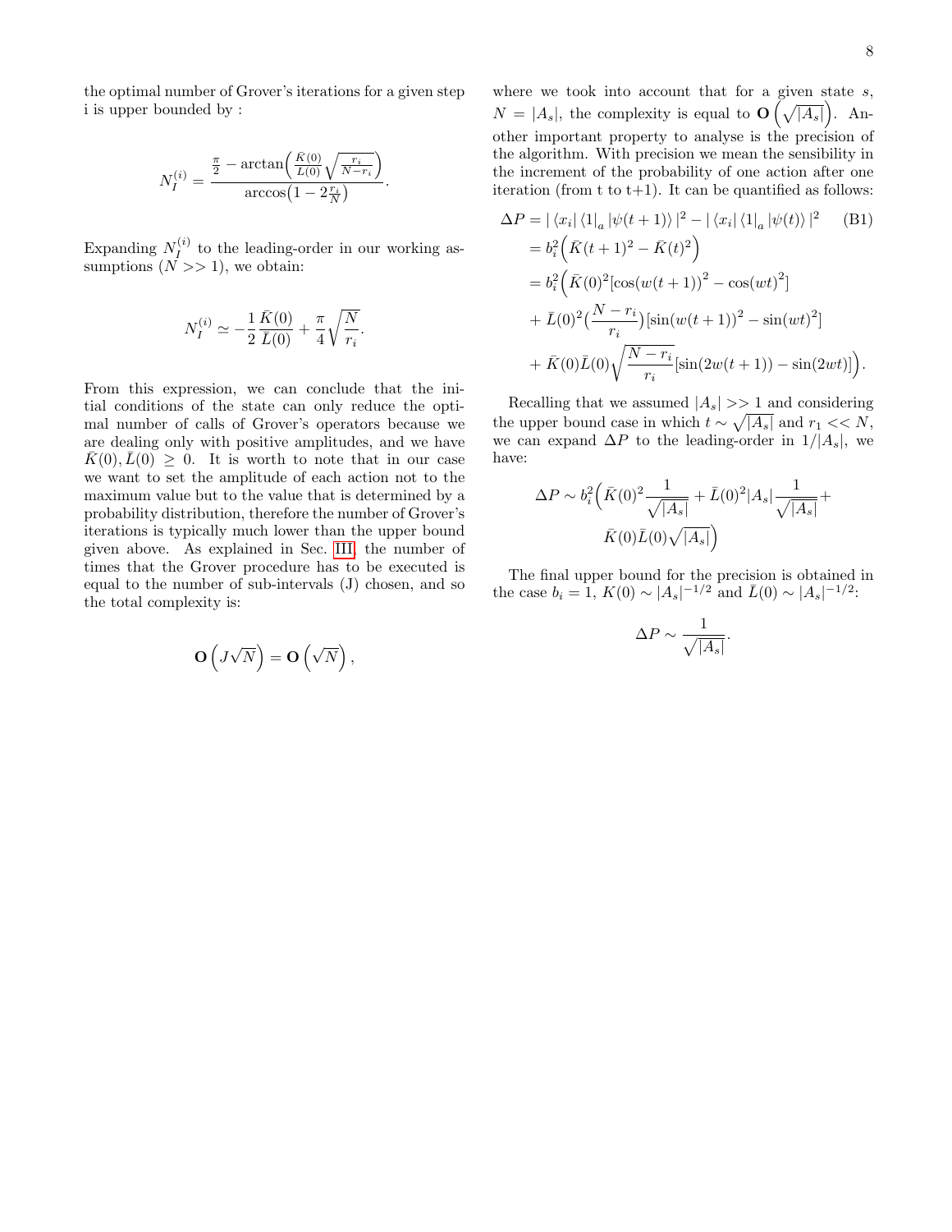the optimal number of Grover's iterations for a given step i is upper bounded by :

$$N_I^{(i)} = \frac{\frac{\pi}{2} - \arctan\Big(\frac{\bar{K}(0)}{\bar{L}(0)}\sqrt{\frac{r_i}{N-r_i}}\Big)}{\arccos\big(1-2\frac{r_i}{N}\big)}.$$

Expanding $N_I^{(i)}$ to the leading-order in our working assumptions ($N >> 1$), we obtain:

$$N_I^{(i)} \simeq -\frac{1}{2}\frac{\bar{K}(0)}{\bar{L}(0)} + \frac{\pi}{4}\sqrt{\frac{N}{r_i}}.$$

From this expression, we can conclude that the initial conditions of the state can only reduce the optimal number of calls of Grover's operators because we are dealing only with positive amplitudes, and we have $\bar{K}(0), \bar{L}(0) \geq 0$. It is worth to note that in our case we want to set the amplitude of each action not to the maximum value but to the value that is determined by a probability distribution, therefore the number of Grover's iterations is typically much lower than the upper bound given above. As explained in Sec. III the number of times that the Grover procedure has to be executed is equal to the number of sub-intervals (J) chosen, and so the total complexity is:

$$\mathbf{O}\left(J\sqrt{N}\right) = \mathbf{O}\left(\sqrt{N}\right),$$

where we took into account that for a given state $s$, $N = |A_s|$, the complexity is equal to $\mathbf{O}\left(\sqrt{|A_s|}\right)$. Another important property to analyse is the precision of the algorithm. With precision we mean the sensibility in the increment of the probability of one action after one iteration (from t to t+1). It can be quantified as follows:

$$\begin{aligned}
\Delta P &= |\langle x_i| \langle 1|_a |\psi(t+1)\rangle|^2 - |\langle x_i| \langle 1|_a |\psi(t)\rangle|^2 \qquad \text{(B1)}\\
&= b_i^2\Big(\bar{K}(t+1)^2 - \bar{K}(t)^2\Big)\\
&= b_i^2\Big(\bar{K}(0)^2[\cos(w(t+1))^2 - \cos(wt)^2]\\
&+ \bar{L}(0)^2\big(\frac{N-r_i}{r_i}\big)[\sin(w(t+1))^2 - \sin(wt)^2]\\
&+ \bar{K}(0)\bar{L}(0)\sqrt{\frac{N-r_i}{r_i}}[\sin(2w(t+1)) - \sin(2wt)]\Big).
\end{aligned}$$

Recalling that we assumed $|A_s| >> 1$ and considering the upper bound case in which $t \sim \sqrt{|A_s|}$ and $r_1 << N$, we can expand $\Delta P$ to the leading-order in $1/|A_s|$, we have:

$$\Delta P \sim b_i^2\Big(\bar{K}(0)^2\frac{1}{\sqrt{|A_s|}} + \bar{L}(0)^2|A_s|\frac{1}{\sqrt{|A_s|}} + \bar{K}(0)\bar{L}(0)\sqrt{|A_s|}\Big)$$

The final upper bound for the precision is obtained in the case $b_i = 1$, $K(0) \sim |A_s|^{-1/2}$ and $\bar{L}(0) \sim |A_s|^{-1/2}$:

$$\Delta P \sim \frac{1}{\sqrt{|A_s|}}.$$